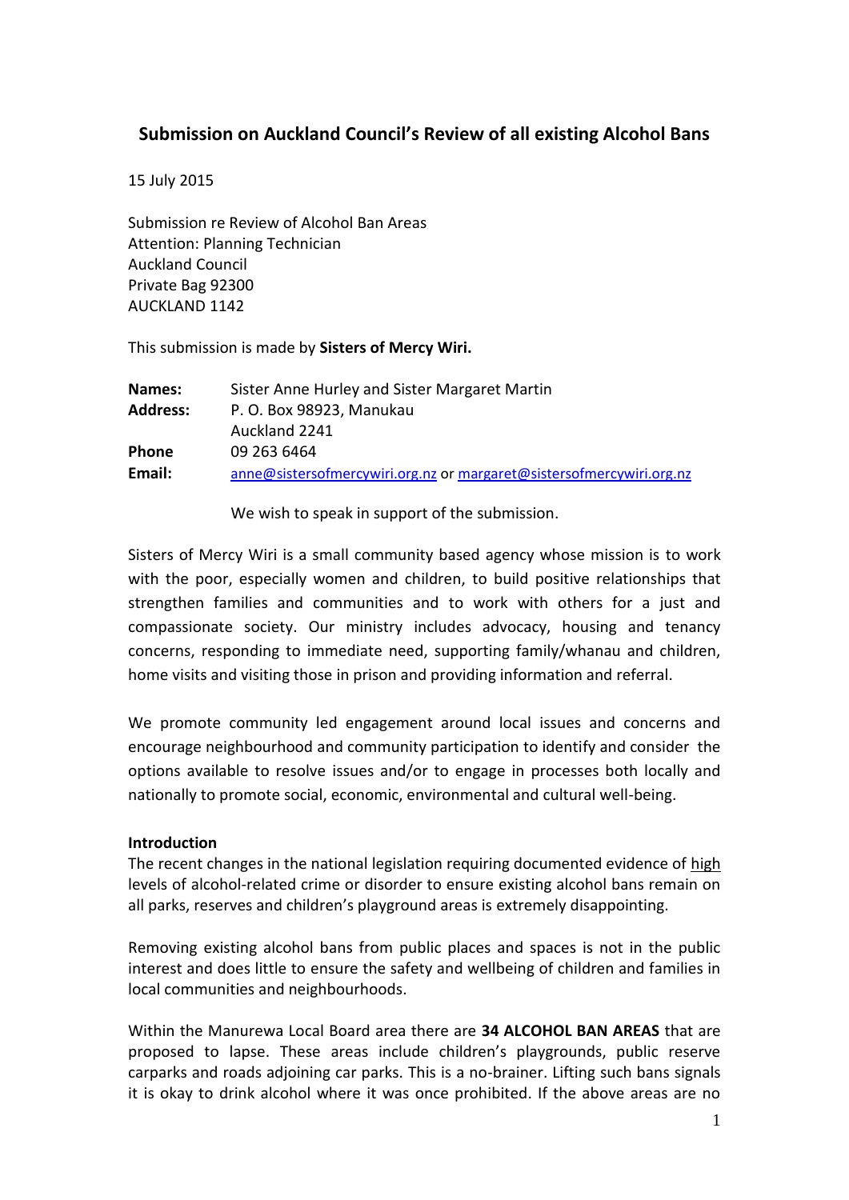## Submission on Auckland Council's Review of all existing Alcohol Bans

15 July 2015

Submission re Review of Alcohol Ban Areas
Attention: Planning Technician
Auckland Council
Private Bag 92300
AUCKLAND 1142

This submission is made by **Sisters of Mercy Wiri.**

| | |
|---|---|
| **Names:** | Sister Anne Hurley and Sister Margaret Martin |
| **Address:** | P. O. Box 98923, Manukau<br>Auckland 2241 |
| **Phone** | 09 263 6464 |
| **Email:** | anne@sistersofmercywiri.org.nz or margaret@sistersofmercywiri.org.nz |

We wish to speak in support of the submission.

Sisters of Mercy Wiri is a small community based agency whose mission is to work with the poor, especially women and children, to build positive relationships that strengthen families and communities and to work with others for a just and compassionate society. Our ministry includes advocacy, housing and tenancy concerns, responding to immediate need, supporting family/whanau and children, home visits and visiting those in prison and providing information and referral.

We promote community led engagement around local issues and concerns and encourage neighbourhood and community participation to identify and consider the options available to resolve issues and/or to engage in processes both locally and nationally to promote social, economic, environmental and cultural well-being.

**Introduction**

The recent changes in the national legislation requiring documented evidence of high levels of alcohol-related crime or disorder to ensure existing alcohol bans remain on all parks, reserves and children's playground areas is extremely disappointing.

Removing existing alcohol bans from public places and spaces is not in the public interest and does little to ensure the safety and wellbeing of children and families in local communities and neighbourhoods.

Within the Manurewa Local Board area there are **34 ALCOHOL BAN AREAS** that are proposed to lapse. These areas include children's playgrounds, public reserve carparks and roads adjoining car parks. This is a no-brainer. Lifting such bans signals it is okay to drink alcohol where it was once prohibited. If the above areas are no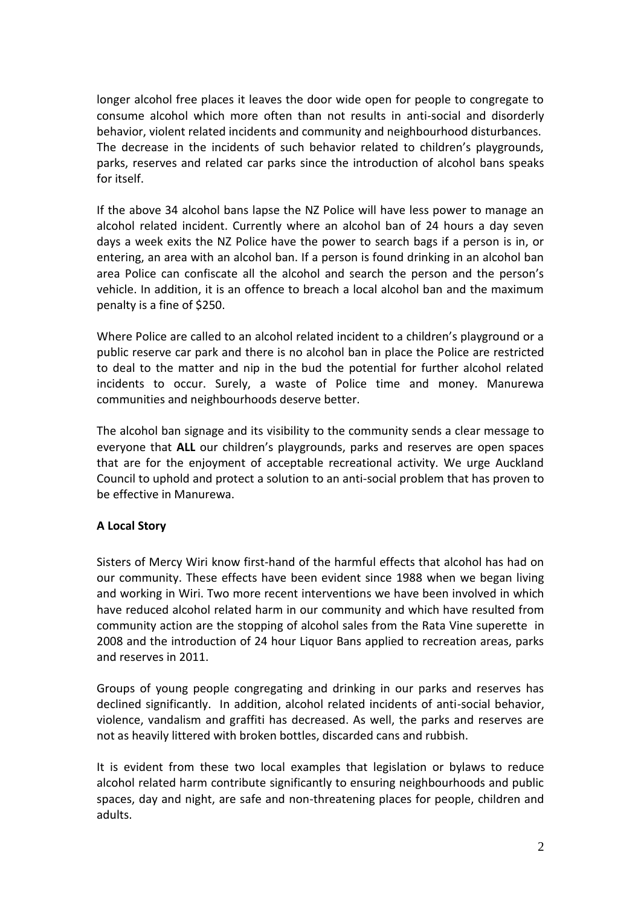longer alcohol free places it leaves the door wide open for people to congregate to consume alcohol which more often than not results in anti-social and disorderly behavior, violent related incidents and community and neighbourhood disturbances. The decrease in the incidents of such behavior related to children's playgrounds, parks, reserves and related car parks since the introduction of alcohol bans speaks for itself.

If the above 34 alcohol bans lapse the NZ Police will have less power to manage an alcohol related incident. Currently where an alcohol ban of 24 hours a day seven days a week exits the NZ Police have the power to search bags if a person is in, or entering, an area with an alcohol ban. If a person is found drinking in an alcohol ban area Police can confiscate all the alcohol and search the person and the person's vehicle. In addition, it is an offence to breach a local alcohol ban and the maximum penalty is a fine of $250.

Where Police are called to an alcohol related incident to a children's playground or a public reserve car park and there is no alcohol ban in place the Police are restricted to deal to the matter and nip in the bud the potential for further alcohol related incidents to occur. Surely, a waste of Police time and money. Manurewa communities and neighbourhoods deserve better.

The alcohol ban signage and its visibility to the community sends a clear message to everyone that **ALL** our children's playgrounds, parks and reserves are open spaces that are for the enjoyment of acceptable recreational activity. We urge Auckland Council to uphold and protect a solution to an anti-social problem that has proven to be effective in Manurewa.

**A Local Story**

Sisters of Mercy Wiri know first-hand of the harmful effects that alcohol has had on our community. These effects have been evident since 1988 when we began living and working in Wiri. Two more recent interventions we have been involved in which have reduced alcohol related harm in our community and which have resulted from community action are the stopping of alcohol sales from the Rata Vine superette in 2008 and the introduction of 24 hour Liquor Bans applied to recreation areas, parks and reserves in 2011.

Groups of young people congregating and drinking in our parks and reserves has declined significantly. In addition, alcohol related incidents of anti-social behavior, violence, vandalism and graffiti has decreased. As well, the parks and reserves are not as heavily littered with broken bottles, discarded cans and rubbish.

It is evident from these two local examples that legislation or bylaws to reduce alcohol related harm contribute significantly to ensuring neighbourhoods and public spaces, day and night, are safe and non-threatening places for people, children and adults.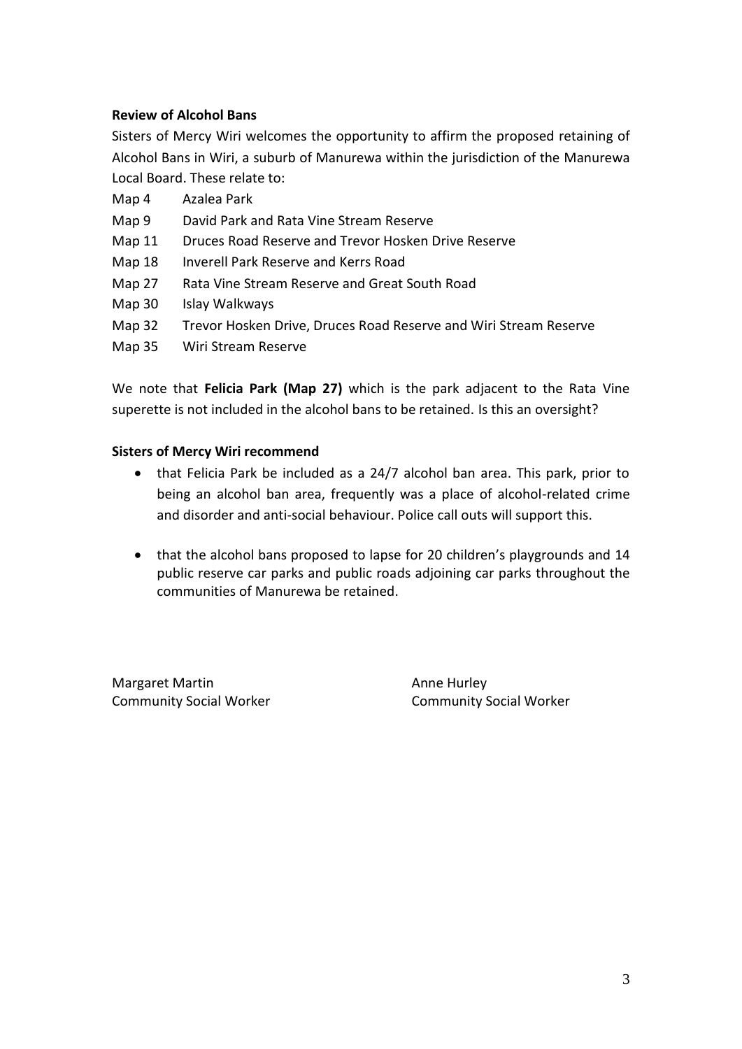**Review of Alcohol Bans**

Sisters of Mercy Wiri welcomes the opportunity to affirm the proposed retaining of Alcohol Bans in Wiri, a suburb of Manurewa within the jurisdiction of the Manurewa Local Board. These relate to:

| | |
|---|---|
| Map 4 | Azalea Park |
| Map 9 | David Park and Rata Vine Stream Reserve |
| Map 11 | Druces Road Reserve and Trevor Hosken Drive Reserve |
| Map 18 | Inverell Park Reserve and Kerrs Road |
| Map 27 | Rata Vine Stream Reserve and Great South Road |
| Map 30 | Islay Walkways |
| Map 32 | Trevor Hosken Drive, Druces Road Reserve and Wiri Stream Reserve |
| Map 35 | Wiri Stream Reserve |

We note that **Felicia Park (Map 27)** which is the park adjacent to the Rata Vine superette is not included in the alcohol bans to be retained. Is this an oversight?

**Sisters of Mercy Wiri recommend**

- that Felicia Park be included as a 24/7 alcohol ban area. This park, prior to being an alcohol ban area, frequently was a place of alcohol-related crime and disorder and anti-social behaviour. Police call outs will support this.

- that the alcohol bans proposed to lapse for 20 children's playgrounds and 14 public reserve car parks and public roads adjoining car parks throughout the communities of Manurewa be retained.

Margaret Martin
Community Social Worker

Anne Hurley
Community Social Worker